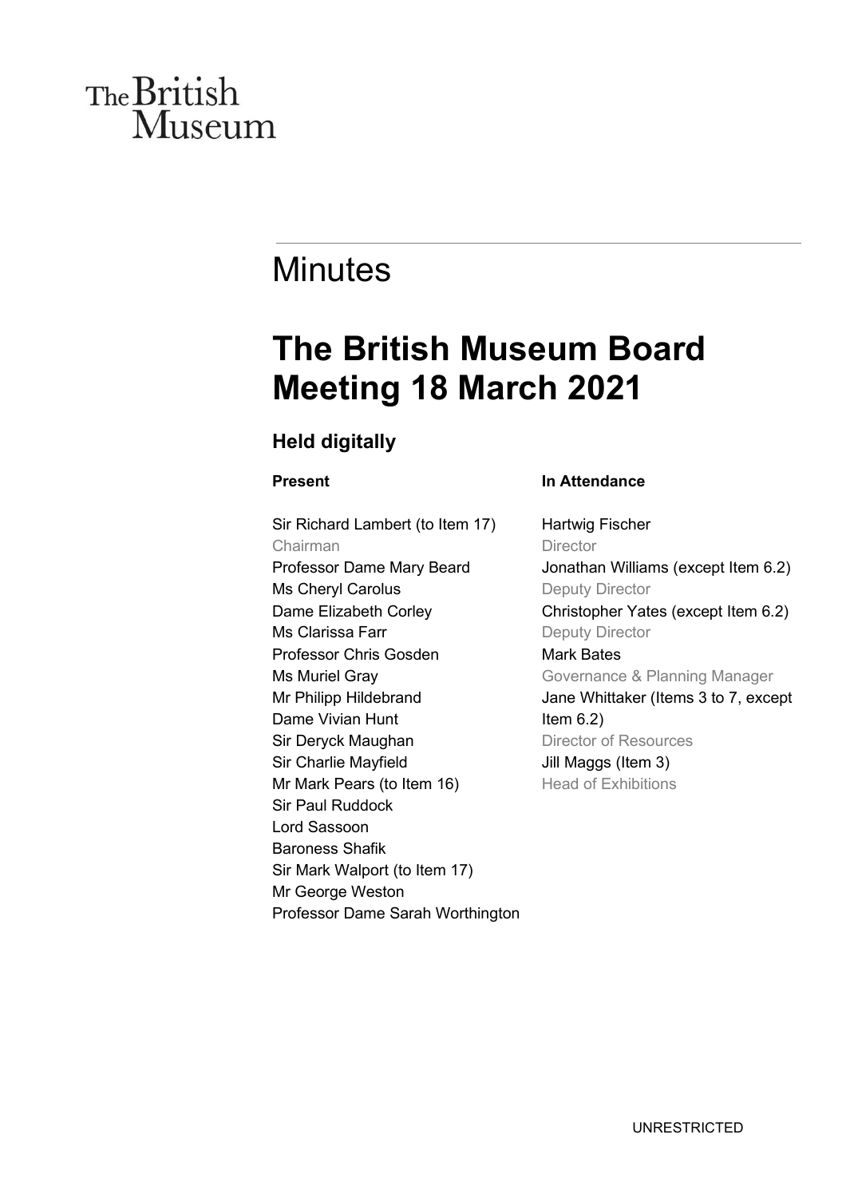The British Museum

# Minutes

## The British Museum Board Meeting 18 March 2021

### Held digitally

**Present**

Sir Richard Lambert (to Item 17)
Chairman
Professor Dame Mary Beard
Ms Cheryl Carolus
Dame Elizabeth Corley
Ms Clarissa Farr
Professor Chris Gosden
Ms Muriel Gray
Mr Philipp Hildebrand
Dame Vivian Hunt
Sir Deryck Maughan
Sir Charlie Mayfield
Mr Mark Pears (to Item 16)
Sir Paul Ruddock
Lord Sassoon
Baroness Shafik
Sir Mark Walport (to Item 17)
Mr George Weston
Professor Dame Sarah Worthington

**In Attendance**

Hartwig Fischer
Director
Jonathan Williams (except Item 6.2)
Deputy Director
Christopher Yates (except Item 6.2)
Deputy Director
Mark Bates
Governance & Planning Manager
Jane Whittaker (Items 3 to 7, except Item 6.2)
Director of Resources
Jill Maggs (Item 3)
Head of Exhibitions

UNRESTRICTED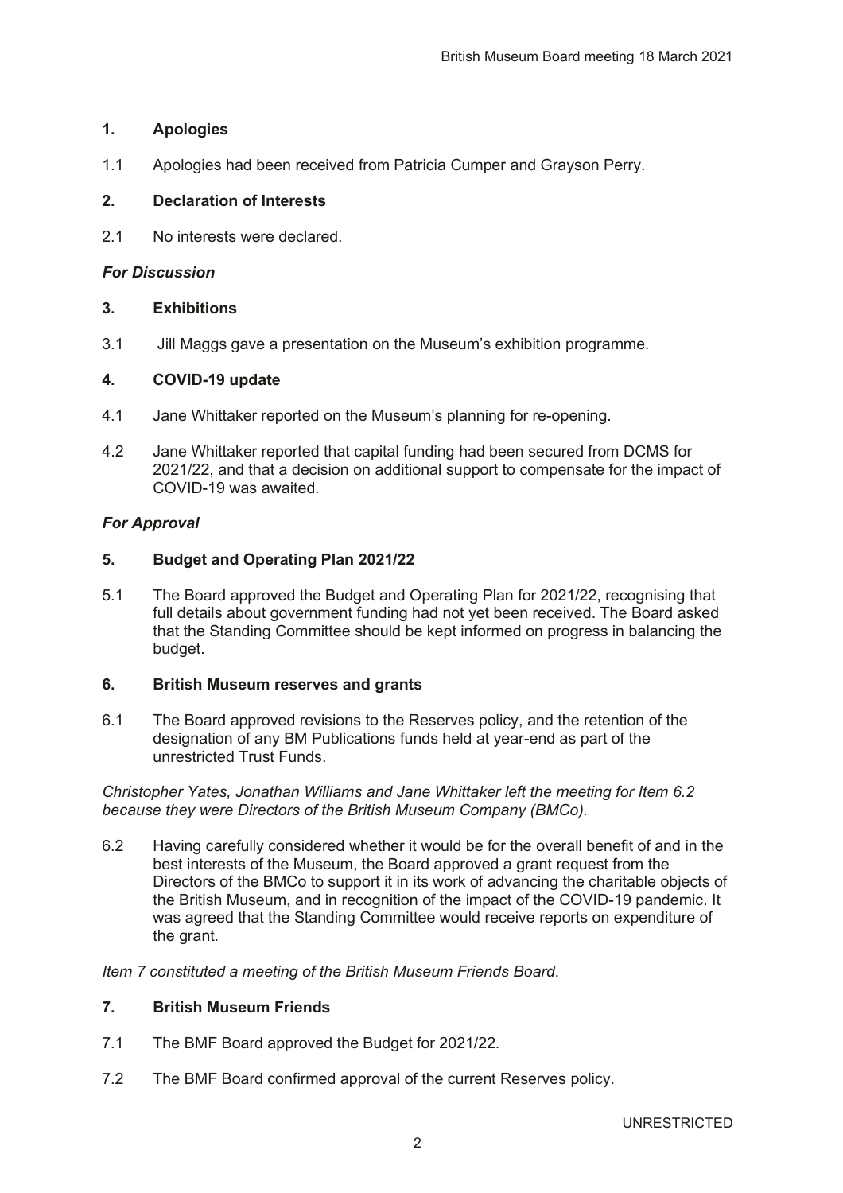## 1. Apologies

1.1 Apologies had been received from Patricia Cumper and Grayson Perry.

## 2. Declaration of Interests

2.1 No interests were declared.

***For Discussion***

## 3. Exhibitions

3.1 Jill Maggs gave a presentation on the Museum's exhibition programme.

## 4. COVID-19 update

4.1 Jane Whittaker reported on the Museum's planning for re-opening.

4.2 Jane Whittaker reported that capital funding had been secured from DCMS for 2021/22, and that a decision on additional support to compensate for the impact of COVID-19 was awaited.

***For Approval***

## 5. Budget and Operating Plan 2021/22

5.1 The Board approved the Budget and Operating Plan for 2021/22, recognising that full details about government funding had not yet been received. The Board asked that the Standing Committee should be kept informed on progress in balancing the budget.

## 6. British Museum reserves and grants

6.1 The Board approved revisions to the Reserves policy, and the retention of the designation of any BM Publications funds held at year-end as part of the unrestricted Trust Funds.

*Christopher Yates, Jonathan Williams and Jane Whittaker left the meeting for Item 6.2 because they were Directors of the British Museum Company (BMCo).*

6.2 Having carefully considered whether it would be for the overall benefit of and in the best interests of the Museum, the Board approved a grant request from the Directors of the BMCo to support it in its work of advancing the charitable objects of the British Museum, and in recognition of the impact of the COVID-19 pandemic. It was agreed that the Standing Committee would receive reports on expenditure of the grant.

*Item 7 constituted a meeting of the British Museum Friends Board.*

## 7. British Museum Friends

7.1 The BMF Board approved the Budget for 2021/22.

7.2 The BMF Board confirmed approval of the current Reserves policy.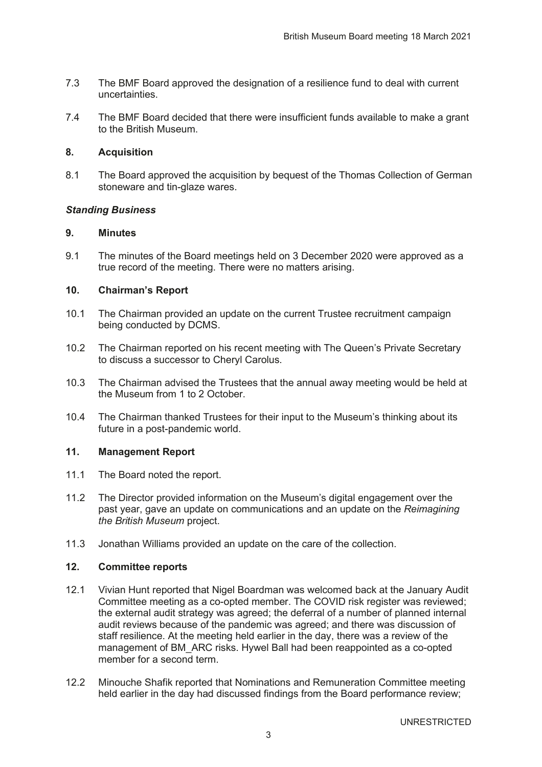7.3 The BMF Board approved the designation of a resilience fund to deal with current uncertainties.

7.4 The BMF Board decided that there were insufficient funds available to make a grant to the British Museum.

## 8. Acquisition

8.1 The Board approved the acquisition by bequest of the Thomas Collection of German stoneware and tin-glaze wares.

***Standing Business***

## 9. Minutes

9.1 The minutes of the Board meetings held on 3 December 2020 were approved as a true record of the meeting. There were no matters arising.

## 10. Chairman's Report

10.1 The Chairman provided an update on the current Trustee recruitment campaign being conducted by DCMS.

10.2 The Chairman reported on his recent meeting with The Queen's Private Secretary to discuss a successor to Cheryl Carolus.

10.3 The Chairman advised the Trustees that the annual away meeting would be held at the Museum from 1 to 2 October.

10.4 The Chairman thanked Trustees for their input to the Museum's thinking about its future in a post-pandemic world.

## 11. Management Report

11.1 The Board noted the report.

11.2 The Director provided information on the Museum's digital engagement over the past year, gave an update on communications and an update on the *Reimagining the British Museum* project.

11.3 Jonathan Williams provided an update on the care of the collection.

## 12. Committee reports

12.1 Vivian Hunt reported that Nigel Boardman was welcomed back at the January Audit Committee meeting as a co-opted member. The COVID risk register was reviewed; the external audit strategy was agreed; the deferral of a number of planned internal audit reviews because of the pandemic was agreed; and there was discussion of staff resilience. At the meeting held earlier in the day, there was a review of the management of BM_ARC risks. Hywel Ball had been reappointed as a co-opted member for a second term.

12.2 Minouche Shafik reported that Nominations and Remuneration Committee meeting held earlier in the day had discussed findings from the Board performance review;

UNRESTRICTED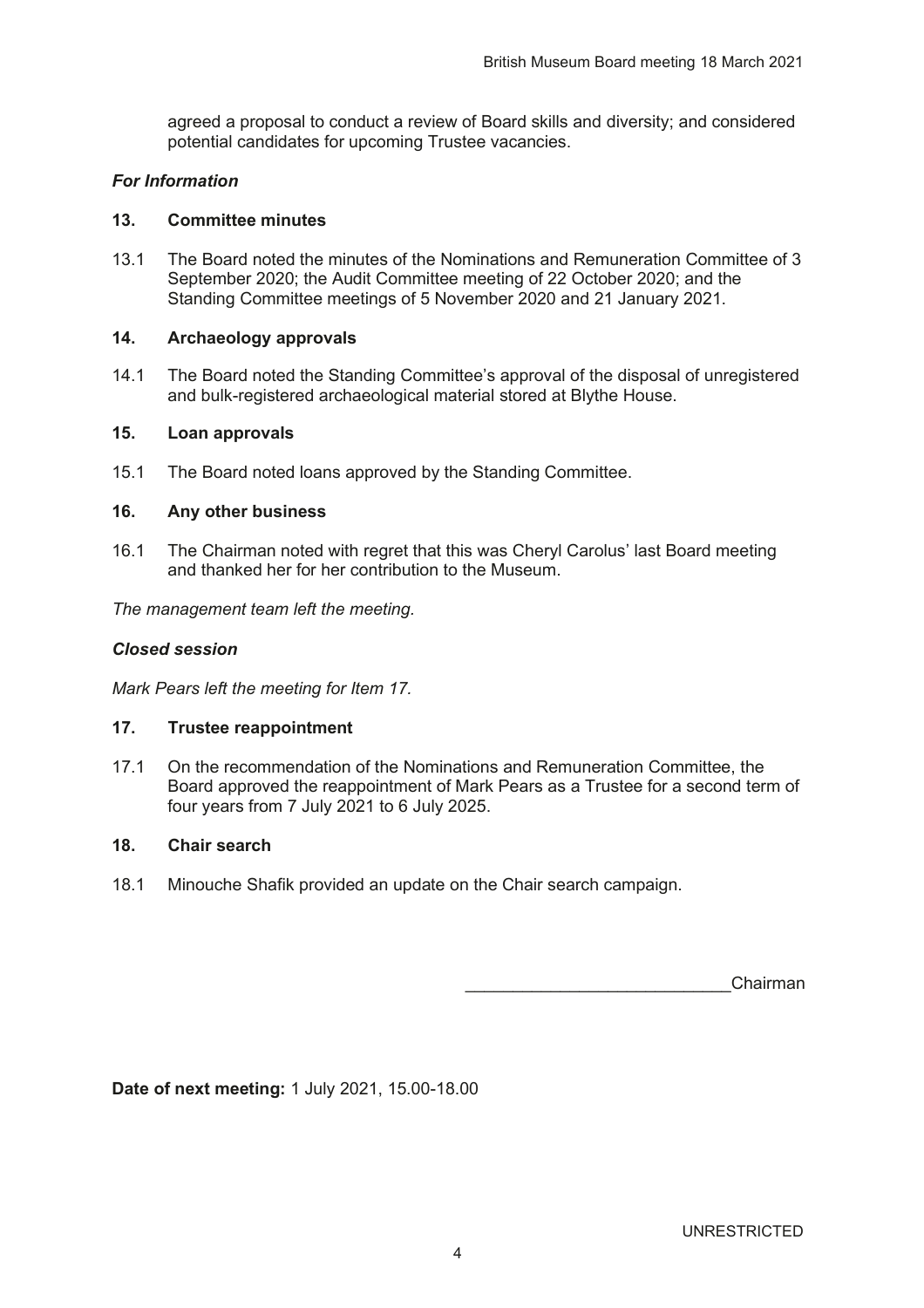agreed a proposal to conduct a review of Board skills and diversity; and considered potential candidates for upcoming Trustee vacancies.

***For Information***

**13. Committee minutes**

13.1 The Board noted the minutes of the Nominations and Remuneration Committee of 3 September 2020; the Audit Committee meeting of 22 October 2020; and the Standing Committee meetings of 5 November 2020 and 21 January 2021.

**14. Archaeology approvals**

14.1 The Board noted the Standing Committee's approval of the disposal of unregistered and bulk-registered archaeological material stored at Blythe House.

**15. Loan approvals**

15.1 The Board noted loans approved by the Standing Committee.

**16. Any other business**

16.1 The Chairman noted with regret that this was Cheryl Carolus' last Board meeting and thanked her for her contribution to the Museum.

*The management team left the meeting.*

***Closed session***

*Mark Pears left the meeting for Item 17.*

**17. Trustee reappointment**

17.1 On the recommendation of the Nominations and Remuneration Committee, the Board approved the reappointment of Mark Pears as a Trustee for a second term of four years from 7 July 2021 to 6 July 2025.

**18. Chair search**

18.1 Minouche Shafik provided an update on the Chair search campaign.

___________________________Chairman

**Date of next meeting:** 1 July 2021, 15.00-18.00

UNRESTRICTED